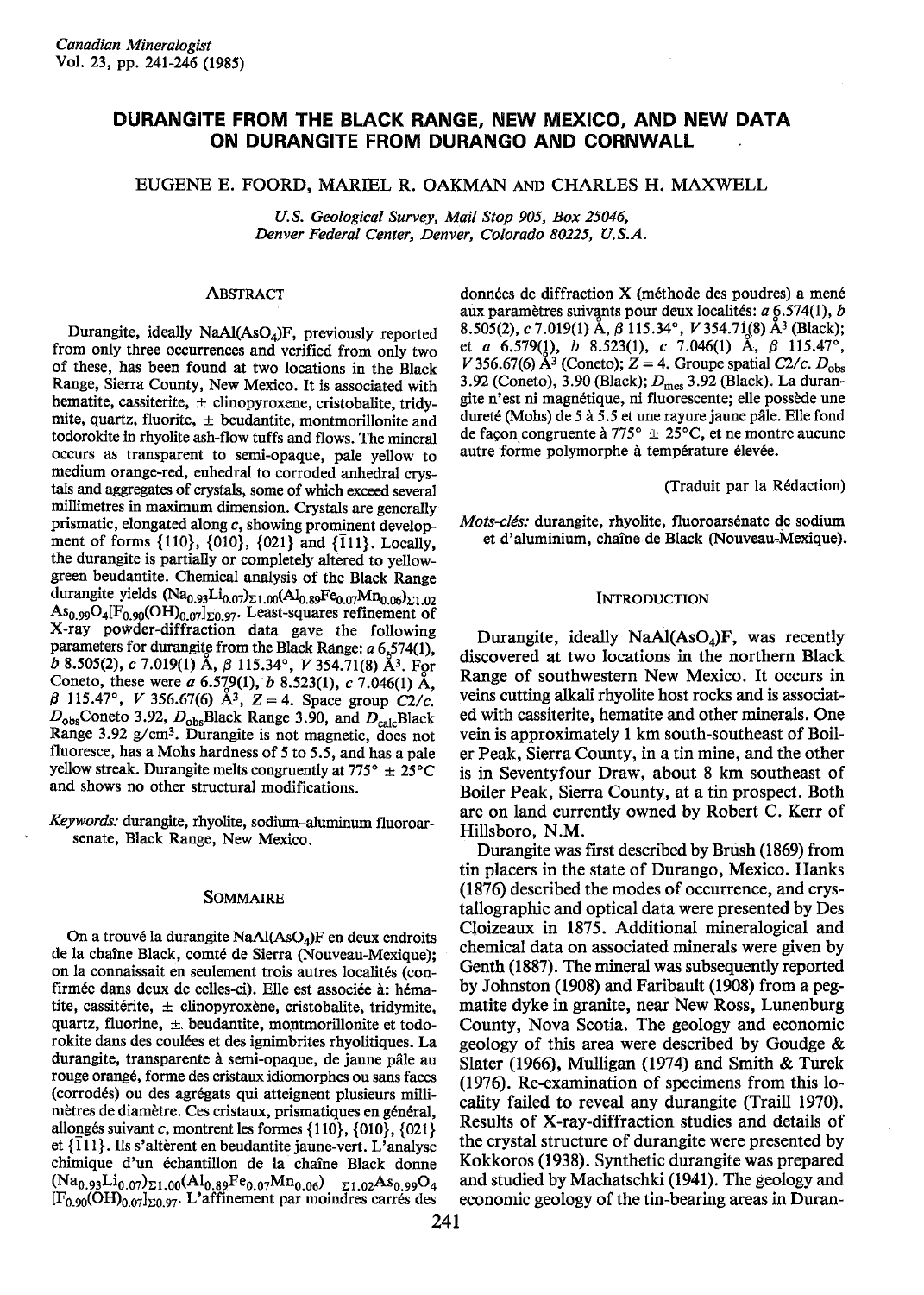# DURANGITE FROM THE BLACK RANGE, NEW MEXICO, AND NEW DATA ON DURANGITE FROM DURANGO AND CORNWALL

EUGENE E. FOORD, MARIEL R. OAKMAN AND CHARLES H. MAXWELL

*U.S. Geological Survey, Mail Stop 905, Box 25046, Denver Federal Center, Denver, Colorado 80225, U.S.A.*

## ABSTRACT

Durangite, ideally $NaAl(AsO_4)F$, previously reported from only three occurrences and verified from only two of these, has been found at two locations in the Black Range, Sierra County, New Mexico. It is associated with hematite, cassiterite, ± clinopyroxene, cristobalite, tridymite, quartz, fluorite, ± beudantite, montmorillonite and todorokite in rhyolite ash-flow tuffs and flows. The mineral occurs as transparent to semi-opaque, pale yellow to medium orange-red, euhedral to corroded anhedral crystals and aggregates of crystals, some of which exceed several millimetres in maximum dimension. Crystals are generally prismatic, elongated along *c*, showing prominent development of forms {110}, {010}, {021} and {$\bar{1}$11}. Locally, the durangite is partially or completely altered to yellow-green beudantite. Chemical analysis of the Black Range durangite yields $(Na_{0.93}Li_{0.07})_{\Sigma 1.00}(Al_{0.89}Fe_{0.07}Mn_{0.06})_{\Sigma 1.02}As_{0.99}O_4[F_{0.90}(OH)_{0.07}]_{\Sigma 0.97}$. Least-squares refinement of X-ray powder-diffraction data gave the following parameters for durangite from the Black Range: *a* 6.574(1), *b* 8.505(2), *c* 7.019(1) Å, β 115.34°, *V* 354.71(8) Å³. For Coneto, these were *a* 6.579(1), *b* 8.523(1), *c* 7.046(1) Å, β 115.47°, *V* 356.67(6) Å³, *Z* = 4. Space group *C*2/*c*. $D_{obs}$Coneto 3.92, $D_{obs}$Black Range 3.90, and $D_{calc}$Black Range 3.92 g/cm³. Durangite is not magnetic, does not fluoresce, has a Mohs hardness of 5 to 5.5, and has a pale yellow streak. Durangite melts congruently at 775° ± 25°C and shows no other structural modifications.

*Keywords:* durangite, rhyolite, sodium–aluminum fluoroarsenate, Black Range, New Mexico.

## SOMMAIRE

On a trouvé la durangite $NaAl(AsO_4)F$ en deux endroits de la chaîne Black, comté de Sierra (Nouveau-Mexique); on la connaissait en seulement trois autres localités (confirmée dans deux de celles-ci). Elle est associée à: hématite, cassitérite, ± clinopyroxène, cristobalite, tridymite, quartz, fluorine, ± beudantite, montmorillonite et todorokite dans des coulées et des ignimbrites rhyolitiques. La durangite, transparente à semi-opaque, de jaune pâle au rouge orangé, forme des cristaux idiomorphes ou sans faces (corrodés) ou des agrégats qui atteignent plusieurs millimètres de diamètre. Ces cristaux, prismatiques en général, allongés suivant *c*, montrent les formes {110}, {010}, {021} et {$\bar{1}$11}. Ils s'altèrent en beudantite jaune-vert. L'analyse chimique d'un échantillon de la chaîne Black donne $(Na_{0.93}Li_{0.07})_{\Sigma 1.00}(Al_{0.89}Fe_{0.07}Mn_{0.06})_{\Sigma 1.02}As_{0.99}O_4[F_{0.90}(OH)_{0.07}]_{\Sigma 0.97}$. L'affinement par moindres carrés des données de diffraction X (méthode des poudres) a mené aux paramètres suivants pour deux localités: *a* 6.574(1), *b* 8.505(2), *c* 7.019(1) Å, β 115.34°, *V* 354.71(8) Å³ (Black); et *a* 6.579(1), *b* 8.523(1), *c* 7.046(1) Å, β 115.47°, *V* 356.67(6) Å³ (Coneto); *Z* = 4. Groupe spatial *C*2/*c*. $D_{obs}$ 3.92 (Coneto), 3.90 (Black); $D_{mes}$ 3.92 (Black). La durangite n'est ni magnétique, ni fluorescente; elle possède une dureté (Mohs) de 5 à 5.5 et une rayure jaune pâle. Elle fond de façon congruente à 775° ± 25°C, et ne montre aucune autre forme polymorphe à température élevée.

(Traduit par la Rédaction)

*Mots-clés:* durangite, rhyolite, fluoroarsénate de sodium et d'aluminium, chaîne de Black (Nouveau-Mexique).

## INTRODUCTION

Durangite, ideally $NaAl(AsO_4)F$, was recently discovered at two locations in the northern Black Range of southwestern New Mexico. It occurs in veins cutting alkali rhyolite host rocks and is associated with cassiterite, hematite and other minerals. One vein is approximately 1 km south-southeast of Boiler Peak, Sierra County, in a tin mine, and the other is in Seventyfour Draw, about 8 km southeast of Boiler Peak, Sierra County, at a tin prospect. Both are on land currently owned by Robert C. Kerr of Hillsboro, N.M.

Durangite was first described by Brush (1869) from tin placers in the state of Durango, Mexico. Hanks (1876) described the modes of occurrence, and crystallographic and optical data were presented by Des Cloizeaux in 1875. Additional mineralogical and chemical data on associated minerals were given by Genth (1887). The mineral was subsequently reported by Johnston (1908) and Faribault (1908) from a pegmatite dyke in granite, near New Ross, Lunenburg County, Nova Scotia. The geology and economic geology of this area were described by Goudge & Slater (1966), Mulligan (1974) and Smith & Turek (1976). Re-examination of specimens from this locality failed to reveal any durangite (Traill 1970). Results of X-ray-diffraction studies and details of the crystal structure of durangite were presented by Kokkoros (1938). Synthetic durangite was prepared and studied by Machatschki (1941). The geology and economic geology of the tin-bearing areas in Duran-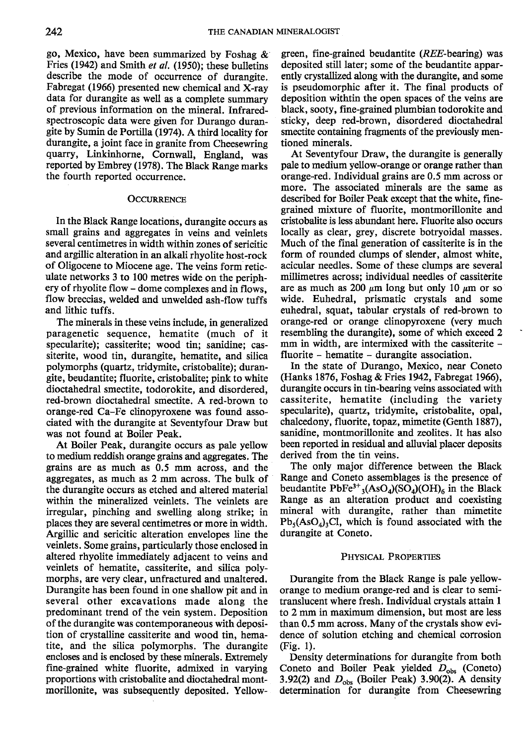go, Mexico, have been summarized by Foshag & Fries (1942) and Smith *et al.* (1950); these bulletins describe the mode of occurrence of durangite. Fabregat (1966) presented new chemical and X-ray data for durangite as well as a complete summary of previous information on the mineral. Infrared-spectroscopic data were given for Durango durangite by Sumin de Portilla (1974). A third locality for durangite, a joint face in granite from Cheesewring quarry, Linkinhorne, Cornwall, England, was reported by Embrey (1978). The Black Range marks the fourth reported occurrence.

## Occurrence

In the Black Range locations, durangite occurs as small grains and aggregates in veins and veinlets several centimetres in width within zones of sericitic and argillic alteration in an alkali rhyolite host-rock of Oligocene to Miocene age. The veins form reticulate networks 3 to 100 metres wide on the periphery of rhyolite flow – dome complexes and in flows, flow breccias, welded and unwelded ash-flow tuffs and lithic tuffs.

The minerals in these veins include, in generalized paragenetic sequence, hematite (much of it specularite); cassiterite; wood tin; sanidine; cassiterite, wood tin, durangite, hematite, and silica polymorphs (quartz, tridymite, cristobalite); durangite, beudantite; fluorite, cristobalite; pink to white dioctahedral smectite, todorokite, and disordered, red-brown dioctahedral smectite. A red-brown to orange-red Ca–Fe clinopyroxene was found associated with the durangite at Seventyfour Draw but was not found at Boiler Peak.

At Boiler Peak, durangite occurs as pale yellow to medium reddish orange grains and aggregates. The grains are as much as 0.5 mm across, and the aggregates, as much as 2 mm across. The bulk of the durangite occurs as etched and altered material within the mineralized veinlets. The veinlets are irregular, pinching and swelling along strike; in places they are several centimetres or more in width. Argillic and sericitic alteration envelopes line the veinlets. Some grains, particularly those enclosed in altered rhyolite immediately adjacent to veins and veinlets of hematite, cassiterite, and silica polymorphs, are very clear, unfractured and unaltered. Durangite has been found in one shallow pit and in several other excavations made along the predominant trend of the vein system. Deposition of the durangite was contemporaneous with deposition of crystalline cassiterite and wood tin, hematite, and the silica polymorphs. The durangite encloses and is enclosed by these minerals. Extremely fine-grained white fluorite, admixed in varying proportions with cristobalite and dioctahedral montmorillonite, was subsequently deposited. Yellow-green, fine-grained beudantite (*REE*-bearing) was deposited still later; some of the beudantite apparently crystallized along with the durangite, and some is pseudomorphic after it. The final products of deposition withtin the open spaces of the veins are black, sooty, fine-grained plumbian todorokite and sticky, deep red-brown, disordered dioctahedral smectite containing fragments of the previously mentioned minerals.

At Seventyfour Draw, the durangite is generally pale to medium yellow-orange or orange rather than orange-red. Individual grains are 0.5 mm across or more. The associated minerals are the same as described for Boiler Peak except that the white, fine-grained mixture of fluorite, montmorillonite and cristobalite is less abundant here. Fluorite also occurs locally as clear, grey, discrete botryoidal masses. Much of the final generation of cassiterite is in the form of rounded clumps of slender, almost white, acicular needles. Some of these clumps are several millimetres across; individual needles of cassiterite are as much as 200 μm long but only 10 μm or so wide. Euhedral, prismatic crystals and some euhedral, squat, tabular crystals of red-brown to orange-red or orange clinopyroxene (very much resembling the durangite), some of which exceed 2 mm in width, are intermixed with the cassiterite – fluorite – hematite – durangite association.

In the state of Durango, Mexico, near Coneto (Hanks 1876, Foshag & Fries 1942, Fabregat 1966), durangite occurs in tin-bearing veins associated with cassiterite, hematite (including the variety specularite), quartz, tridymite, cristobalite, opal, chalcedony, fluorite, topaz, mimetite (Genth 1887), sanidine, montmorillonite and zeolites. It has also been reported in residual and alluvial placer deposits derived from the tin veins.

The only major difference between the Black Range and Coneto assemblages is the presence of beudantite $PbFe^{3+}_3(AsO_4)(SO_4)(OH)_6$ in the Black Range as an alteration product and coexisting mineral with durangite, rather than mimetite $Pb_5(AsO_4)_3Cl$, which is found associated with the durangite at Coneto.

## Physical Properties

Durangite from the Black Range is pale yellow-orange to medium orange-red and is clear to semi-translucent where fresh. Individual crystals attain 1 to 2 mm in maximum dimension, but most are less than 0.5 mm across. Many of the crystals show evidence of solution etching and chemical corrosion (Fig. 1).

Density determinations for durangite from both Coneto and Boiler Peak yielded $D_{obs}$ (Coneto) 3.92(2) and $D_{obs}$ (Boiler Peak) 3.90(2). A density determination for durangite from Cheesewring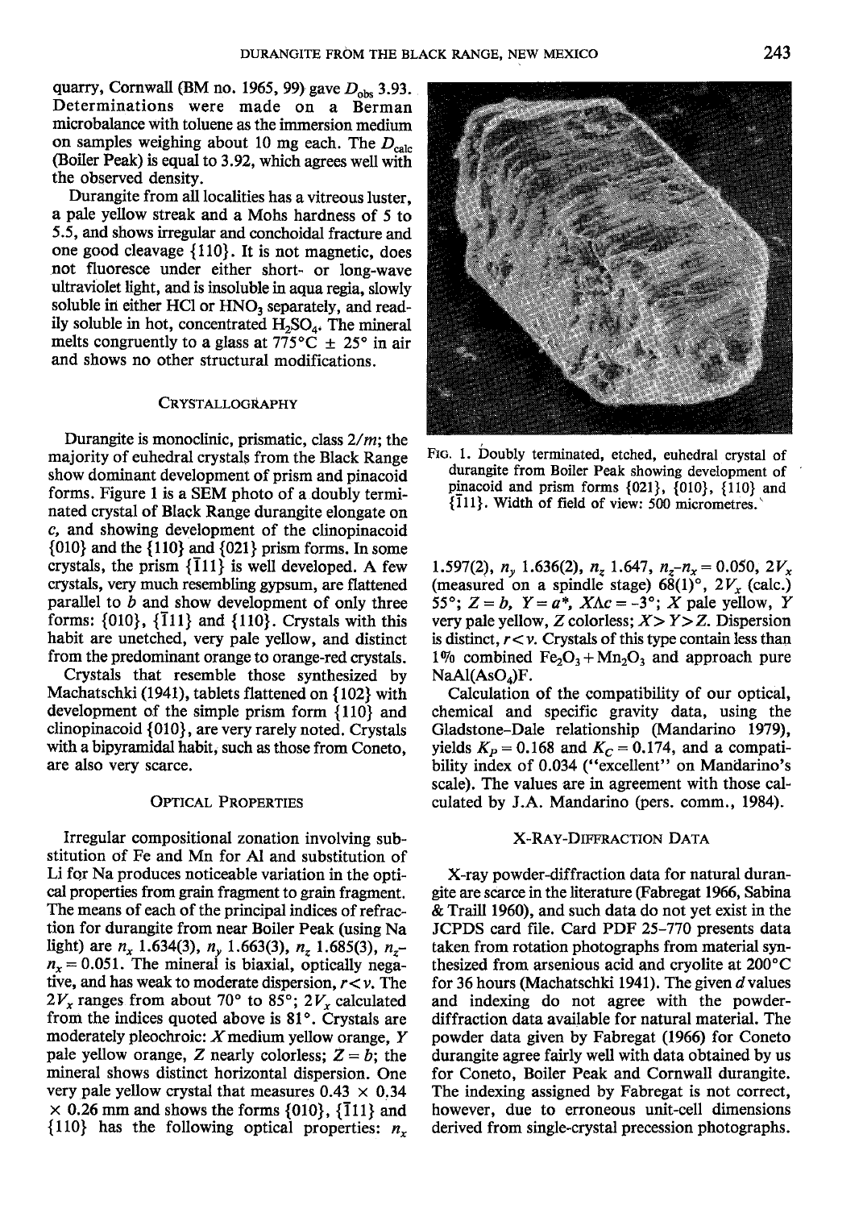quarry, Cornwall (BM no. 1965, 99) gave $D_{obs}$ 3.93. Determinations were made on a Berman microbalance with toluene as the immersion medium on samples weighing about 10 mg each. The $D_{calc}$ (Boiler Peak) is equal to 3.92, which agrees well with the observed density.

Durangite from all localities has a vitreous luster, a pale yellow streak and a Mohs hardness of 5 to 5.5, and shows irregular and conchoidal fracture and one good cleavage {110}. It is not magnetic, does not fluoresce under either short- or long-wave ultraviolet light, and is insoluble in aqua regia, slowly soluble in either HCl or $HNO_3$ separately, and readily soluble in hot, concentrated $H_2SO_4$. The mineral melts congruently to a glass at 775°C ± 25° in air and shows no other structural modifications.

## Crystallography

Durangite is monoclinic, prismatic, class 2/*m*; the majority of euhedral crystals from the Black Range show dominant development of prism and pinacoid forms. Figure 1 is a SEM photo of a doubly terminated crystal of Black Range durangite elongate on *c*, and showing development of the clinopinacoid {010} and the {110} and {021} prism forms. In some crystals, the prism {$\bar{1}$11} is well developed. A few crystals, very much resembling gypsum, are flattened parallel to *b* and show development of only three forms: {010}, {$\bar{1}$11} and {110}. Crystals with this habit are unetched, very pale yellow, and distinct from the predominant orange to orange-red crystals.

Crystals that resemble those synthesized by Machatschki (1941), tablets flattened on {102} with development of the simple prism form {110} and clinopinacoid {010}, are very rarely noted. Crystals with a bipyramidal habit, such as those from Coneto, are also very scarce.

FIG. 1. Doubly terminated, etched, euhedral crystal of durangite from Boiler Peak showing development of pinacoid and prism forms {021}, {010}, {110} and {$\bar{1}$11}. Width of field of view: 500 micrometres.

## Optical Properties

Irregular compositional zonation involving substitution of Fe and Mn for Al and substitution of Li for Na produces noticeable variation in the optical properties from grain fragment to grain fragment. The means of each of the principal indices of refraction for durangite from near Boiler Peak (using Na light) are $n_x$ 1.634(3), $n_y$ 1.663(3), $n_z$ 1.685(3), $n_z - n_x = 0.051$. The mineral is biaxial, optically negative, and has weak to moderate dispersion, $r < v$. The $2V_x$ ranges from about 70° to 85°; $2V_x$ calculated from the indices quoted above is 81°. Crystals are moderately pleochroic: *X* medium yellow orange, *Y* pale yellow orange, *Z* nearly colorless; *Z* = *b*; the mineral shows distinct horizontal dispersion. One very pale yellow crystal that measures 0.43 × 0.34 × 0.26 mm and shows the forms {010}, {$\bar{1}$11} and {110} has the following optical properties: $n_x$ 1.597(2), $n_y$ 1.636(2), $n_z$ 1.647, $n_z - n_x = 0.050$, $2V_x$ (measured on a spindle stage) 68(1)°, $2V_x$ (calc.) 55°; $Z = b$, $Y = a^*$, $X \Lambda c = -3°$; *X* pale yellow, *Y* very pale yellow, *Z* colorless; *X* > *Y* > *Z*. Dispersion is distinct, $r < v$. Crystals of this type contain less than 1% combined $Fe_2O_3 + Mn_2O_3$ and approach pure $NaAl(AsO_4)F$.

Calculation of the compatibility of our optical, chemical and specific gravity data, using the Gladstone–Dale relationship (Mandarino 1979), yields $K_P = 0.168$ and $K_C = 0.174$, and a compatibility index of 0.034 ("excellent" on Mandarino's scale). The values are in agreement with those calculated by J.A. Mandarino (pers. comm., 1984).

## X-Ray-Diffraction Data

X-ray powder-diffraction data for natural durangite are scarce in the literature (Fabregat 1966, Sabina & Traill 1960), and such data do not yet exist in the JCPDS card file. Card PDF 25-770 presents data taken from rotation photographs from material synthesized from arsenious acid and cryolite at 200°C for 36 hours (Machatschki 1941). The given *d* values and indexing do not agree with the powder-diffraction data available for natural material. The powder data given by Fabregat (1966) for Coneto durangite agree fairly well with data obtained by us for Coneto, Boiler Peak and Cornwall durangite. The indexing assigned by Fabregat is not correct, however, due to erroneous unit-cell dimensions derived from single-crystal precession photographs.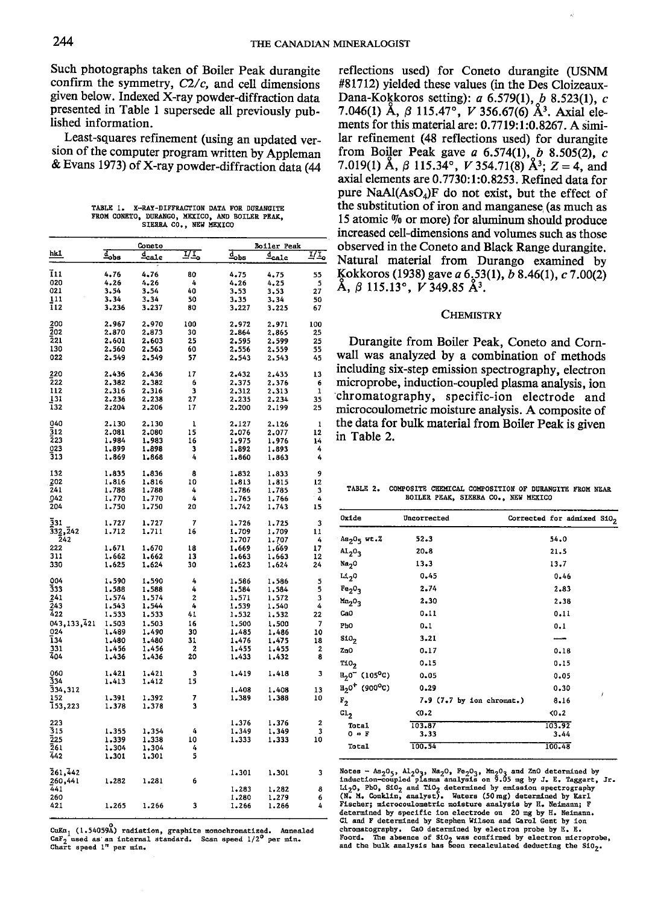Such photographs taken of Boiler Peak durangite confirm the symmetry, *C2/c*, and cell dimensions given below. Indexed X-ray powder-diffraction data presented in Table 1 supersede all previously published information.

Least-squares refinement (using an updated version of the computer program written by Appleman & Evans 1973) of X-ray powder-diffraction data (44 reflections used) for Coneto durangite (USNM #81712) yielded these values (in the Des Cloizeaux-Dana-Kokkoros setting): *a* 6.579(1), *b* 8.523(1), *c* 7.046(1) Å, β 115.47°, *V* 356.67(6) Å$^3$. Axial elements for this material are: 0.7719:1:0.8267. A similar refinement (48 reflections used) for durangite from Boiler Peak gave *a* 6.574(1), *b* 8.505(2), *c* 7.019(1) Å, β 115.34°, *V* 354.71(8) Å$^3$; *Z* = 4, and axial elements are 0.7730:1:0.8253. Refined data for pure $NaAl(AsO_4)F$ do not exist, but the effect of the substitution of iron and manganese (as much as 15 atomic % or more) for aluminum should produce increased cell-dimensions and volumes such as those observed in the Coneto and Black Range durangite. Natural material from Durango examined by Kokkoros (1938) gave *a* 6.53(1), *b* 8.46(1), *c* 7.00(2) Å, β 115.13°, *V* 349.85 Å$^3$.

TABLE 1. X-RAY-DIFFRACTION DATA FOR DURANGITE FROM CONETO, DURANGO, MEXICO, AND BOILER PEAK, SIERRA CO., NEW MEXICO

| hkl | Coneto $d_{obs}$ | Coneto $d_{calc}$ | Coneto $I/I_o$ | Boiler Peak $d_{obs}$ | Boiler Peak $d_{calc}$ | Boiler Peak $I/I_o$ |
|---|---|---|---|---|---|---|
| $\bar{1}11$ | 4.76 | 4.76 | 80 | 4.75 | 4.75 | 55 |
| 020 | 4.26 | 4.26 | 4 | 4.26 | 4.25 | 5 |
| 021 | 3.54 | 3.54 | 40 | 3.53 | 3.53 | 27 |
| 111 | 3.34 | 3.34 | 50 | 3.35 | 3.34 | 50 |
| $\bar{1}12$ | 3.236 | 3.237 | 80 | 3.227 | 3.225 | 67 |
| 200 | 2.967 | 2.970 | 100 | 2.972 | 2.971 | 100 |
| $\bar{2}02$ | 2.870 | 2.873 | 30 | 2.864 | 2.865 | 25 |
| $\bar{2}21$ | 2.601 | 2.603 | 25 | 2.595 | 2.599 | 25 |
| 130 | 2.560 | 2.563 | 60 | 2.556 | 2.559 | 55 |
| 022 | 2.549 | 2.549 | 57 | 2.543 | 2.543 | 45 |
| 220 | 2.436 | 2.436 | 17 | 2.432 | 2.435 | 13 |
| $\bar{2}22$ | 2.382 | 2.382 | 6 | 2.375 | 2.376 | 6 |
| 112 | 2.316 | 2.316 | 3 | 2.312 | 2.313 | 1 |
| 131 | 2.236 | 2.238 | 27 | 2.235 | 2.234 | 35 |
| $\bar{1}32$ | 2.204 | 2.206 | 17 | 2.200 | 2.199 | 25 |
| 040 | 2.130 | 2.130 | 1 | 2.127 | 2.126 | 1 |
| $\bar{3}12$ | 2.081 | 2.080 | 15 | 2.076 | 2.077 | 12 |
| $\bar{2}23$ | 1.984 | 1.983 | 16 | 1.975 | 1.976 | 14 |
| 023 | 1.899 | 1.898 | 3 | 1.892 | 1.893 | 4 |
| $\bar{3}13$ | 1.869 | 1.868 | 4 | 1.860 | 1.863 | 4 |
| 132 | 1.835 | 1.836 | 8 | 1.832 | 1.833 | 9 |
| 202 | 1.816 | 1.816 | 10 | 1.813 | 1.815 | 12 |
| $\bar{2}41$ | 1.788 | 1.788 | 4 | 1.786 | 1.785 | 3 |
| 042 | 1.770 | 1.770 | 4 | 1.765 | 1.766 | 4 |
| $\bar{2}04$ | 1.750 | 1.750 | 20 | 1.742 | 1.743 | 15 |
| $\bar{3}31$ | 1.727 | 1.727 | 7 | 1.726 | 1.725 | 3 |
| $\bar{3}32$,$\bar{2}42$ | 1.712 | 1.711 | 16 | 1.709 | 1.709 | 11 |
| $\bar{2}42$ | | | | 1.707 | 1.707 | 4 |
| 222 | 1.671 | 1.670 | 18 | 1.669 | 1.669 | 17 |
| 311 | 1.662 | 1.662 | 13 | 1.663 | 1.663 | 12 |
| 330 | 1.625 | 1.624 | 30 | 1.623 | 1.624 | 24 |
| 004 | 1.590 | 1.590 | 4 | 1.586 | 1.586 | 5 |
| $\bar{3}33$ | 1.588 | 1.588 | 4 | 1.584 | 1.584 | 5 |
| 241 | 1.574 | 1.574 | 2 | 1.571 | 1.572 | 3 |
| $\bar{2}43$ | 1.543 | 1.544 | 4 | 1.539 | 1.540 | 4 |
| $\bar{4}22$ | 1.533 | 1.533 | 41 | 1.532 | 1.532 | 22 |
| 043,133,$\bar{4}$21 | 1.503 | 1.503 | 16 | 1.500 | 1.500 | 7 |
| 024 | 1.489 | 1.490 | 30 | 1.485 | 1.486 | 10 |
| $\bar{1}34$ | 1.480 | 1.480 | 31 | 1.476 | 1.475 | 18 |
| 331 | 1.456 | 1.456 | 2 | 1.455 | 1.455 | 2 |
| $\bar{4}04$ | 1.436 | 1.436 | 20 | 1.433 | 1.432 | 8 |
| 060 | 1.421 | 1.421 | 3 | 1.419 | 1.418 | 3 |
| $\bar{3}34$ | 1.413 | 1.412 | 15 | | | |
| $\bar{3}34$,312 | | | | 1.408 | 1.408 | 13 |
| 152 | 1.391 | 1.392 | 7 | 1.389 | 1.388 | 10 |
| $\bar{1}53$,223 | 1.378 | 1.378 | 3 | | | |
| 223 | | | | 1.376 | 1.376 | 2 |
| $\bar{3}15$ | 1.355 | 1.354 | 4 | 1.349 | 1.349 | 3 |
| $\bar{2}25$ | 1.339 | 1.338 | 10 | 1.333 | 1.333 | 10 |
| $\bar{2}61$ | 1.304 | 1.304 | 4 | | | |
| $\bar{4}42$ | 1.301 | 1.301 | 5 | | | |
| $\bar{2}61$,$\bar{4}42$ | | | | 1.301 | 1.301 | 3 |
| 260,441 | 1.282 | 1.281 | 6 | | | |
| 441 | | | | 1.283 | 1.282 | 8 |
| 260 | | | | 1.280 | 1.279 | 6 |
| 421 | 1.265 | 1.266 | 3 | 1.266 | 1.266 | 4 |

$CuK\alpha_1$ (1.54059Å) radiation, graphite monochromatized. Annealed $CaF_2$ used as an internal standard. Scan speed 1/2° per min. Chart speed 1" per min.

## CHEMISTRY

Durangite from Boiler Peak, Coneto and Cornwall was analyzed by a combination of methods including six-step emission spectrography, electron microprobe, induction-coupled plasma analysis, ion chromatography, specific-ion electrode and microcoulometric moisture analysis. A composite of the data for bulk material from Boiler Peak is given in Table 2.

TABLE 2. COMPOSITE CHEMICAL COMPOSITION OF DURANGITE FROM NEAR BOILER PEAK, SIERRA CO., NEW MEXICO

| Oxide | Uncorrected | Corrected for admixed $SiO_2$ |
|---|---|---|
| $As_2O_5$ wt.% | 52.3 | 54.0 |
| $Al_2O_3$ | 20.8 | 21.5 |
| $Na_2O$ | 13.3 | 13.7 |
| $Li_2O$ | 0.45 | 0.46 |
| $Fe_2O_3$ | 2.74 | 2.83 |
| $Mn_2O_3$ | 2.30 | 2.38 |
| CaO | 0.11 | 0.11 |
| PbO | 0.1 | 0.1 |
| $SiO_2$ | 3.21 | — |
| ZnO | 0.17 | 0.18 |
| $TiO_2$ | 0.15 | 0.15 |
| $H_2O^-$ (105°C) | 0.05 | 0.05 |
| $H_2O^+$ (900°C) | 0.29 | 0.30 |
| $F_2$ | 7.9 (7.7 by ion chromat.) | 8.16 |
| $Cl_2$ | <0.2 | <0.2 |
| Total | 103.87 | 103.92 |
| O = F | 3.33 | 3.44 |
| Total | 100.54 | 100.48 |

Notes – $As_2O_5$, $Al_2O_3$, $Na_2O$, $Fe_2O_3$, $Mn_2O_3$ and ZnO determined by induction-coupled plasma analysis on 9.05 mg by J. E. Taggart, Jr. $Li_2O$, PbO, $SiO_2$ and $TiO_2$ determined by emission spectrography (N. M. Conklin, analyst). Waters (50 mg) determined by Karl Fischer; microcoulometric moisture analysis by H. Neimann; F determined by specific ion electrode on 20 mg by H. Neimann. Cl and F determined by Stephen Wilson and Carol Gent by ion chromatography. CaO determined by electron probe by E. E. Foord. The absence of $SiO_2$ was confirmed by electron microprobe, and the bulk analysis has been recalculated deducting the $SiO_2$.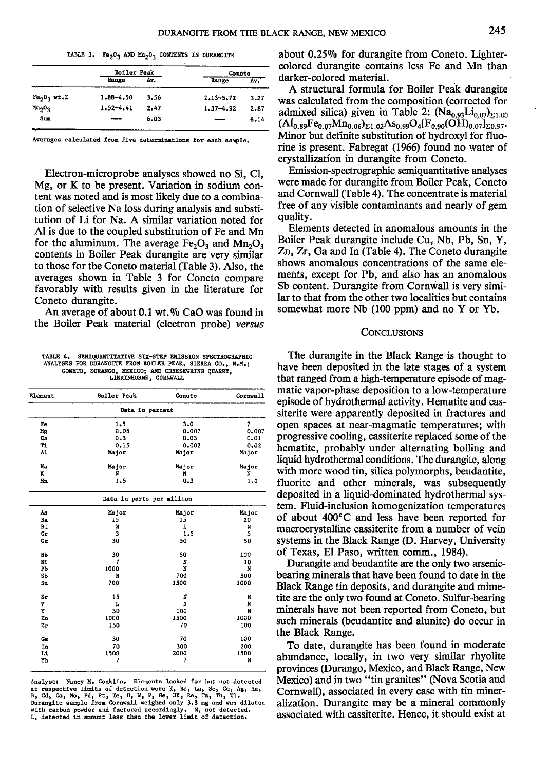TABLE 3. $Fe_2O_3$ AND $Mn_2O_3$ CONTENTS IN DURANGITE

| | Boiler Peak | | Coneto | |
|---|---|---|---|---|
| | Range | Av. | Range | Av. |
| $Fe_2O_3$ wt.% | 1.88–4.50 | 3.56 | 2.13–5.72 | 3.27 |
| $Mn_2O_3$ | 1.52–4.41 | 2.47 | 1.37–4.92 | 2.87 |
| Sum | — | 6.03 | — | 6.14 |

Averages calculated from five determinations for each sample.

Electron-microprobe analyses showed no Si, Cl, Mg, or K to be present. Variation in sodium content was noted and is most likely due to a combination of selective Na loss during analysis and substitution of Li for Na. A similar variation noted for Al is due to the coupled substitution of Fe and Mn for the aluminum. The average $Fe_2O_3$ and $Mn_2O_3$ contents in Boiler Peak durangite are very similar to those for the Coneto material (Table 3). Also, the averages shown in Table 3 for Coneto compare favorably with results given in the literature for Coneto durangite.

An average of about 0.1 wt.% CaO was found in the Boiler Peak material (electron probe) *versus* about 0.25% for durangite from Coneto. Lighter-colored durangite contains less Fe and Mn than darker-colored material.

A structural formula for Boiler Peak durangite was calculated from the composition (corrected for admixed silica) given in Table 2: $(Na_{0.93}Li_{0.07})_{\Sigma 1.00}(Al_{0.89}Fe_{0.07}Mn_{0.06})_{\Sigma 1.02}As_{0.99}O_4[F_{0.90}(OH)_{0.07}]_{\Sigma 0.97}$. Minor but definite substitution of hydroxyl for fluorine is present. Fabregat (1966) found no water of crystallization in durangite from Coneto.

Emission-spectrographic semiquantitative analyses were made for durangite from Boiler Peak, Coneto and Cornwall (Table 4). The concentrate is material free of any visible contaminants and nearly of gem quality.

Elements detected in anomalous amounts in the Boiler Peak durangite include Cu, Nb, Pb, Sn, Y, Zn, Zr, Ga and In (Table 4). The Coneto durangite shows anomalous concentrations of the same elements, except for Pb, and also has an anomalous Sb content. Durangite from Cornwall is very similar to that from the other two localities but contains somewhat more Nb (100 ppm) and no Y or Yb.

TABLE 4. SEMIQUANTITATIVE SIX-STEP EMISSION SPECTROGRAPHIC ANALYSES FOR DURANGITE FROM BOILER PEAK, SIERRA CO., N.M.; CONETO, DURANGO, MEXICO; AND CHEESEWRING QUARRY, LINKINHORNE, CORNWALL

| Element | Boiler Peak | Coneto | Cornwall |
|---|---|---|---|
| | Data in percent | | |
| Fe | 1.5 | 3.0 | 7 |
| Mg | 0.05 | 0.007 | 0.007 |
| Ca | 0.3 | 0.03 | 0.01 |
| Ti | 0.15 | 0.002 | 0.02 |
| Al | Major | Major | Major |
| Na | Major | Major | Major |
| K | N | N | N |
| Mn | 1.5 | 0.3 | 1.0 |
| | Data in parts per million | | |
| As | Major | Major | Major |
| Ba | 15 | 15 | 20 |
| Bi | N | L | N |
| Cr | 3 | 1.5 | 5 |
| Cu | 30 | 50 | 50 |
| Nb | 30 | 50 | 100 |
| Ni | 7 | N | 10 |
| Pb | 1000 | N | N |
| Sb | N | 700 | 500 |
| Sn | 700 | 1500 | 1000 |
| Sr | 15 | N | N |
| V | L | N | N |
| Y | 30 | 100 | N |
| Zn | 1000 | 1500 | 1000 |
| Zr | 150 | 70 | 100 |
| Ga | 30 | 70 | 100 |
| In | 70 | 300 | 200 |
| Li | 1500 | 2000 | 1500 |
| Yb | 7 | 7 | N |

Analyst: Nancy M. Conklin. Elements looked for but not detected at respective limits of detection were K, Be, La, Sc, Ce, Ag, Au, B, Cd, Co, Mo, Pd, Pt, Te, U, W, P, Ge, Hf, Re, Ta, Th, Tl. Durangite sample from Cornwall weighed only 3.8 mg and was diluted with carbon powder and factored accordingly. N, not detected. L, detected in amount less than the lower limit of detection.

## CONCLUSIONS

The durangite in the Black Range is thought to have been deposited in the late stages of a system that ranged from a high-temperature episode of magmatic vapor-phase deposition to a low-temperature episode of hydrothermal activity. Hematite and cassiterite were apparently deposited in fractures and open spaces at near-magmatic temperatures; with progressive cooling, cassiterite replaced some of the hematite, probably under alternating boiling and liquid hydrothermal conditions. The durangite, along with more wood tin, silica polymorphs, beudantite, fluorite and other minerals, was subsequently deposited in a liquid-dominated hydrothermal system. Fluid-inclusion homogenization temperatures of about 400°C and less have been reported for macrocrystalline cassiterite from a number of vein systems in the Black Range (D. Harvey, University of Texas, El Paso, written comm., 1984).

Durangite and beudantite are the only two arsenic-bearing minerals that have been found to date in the Black Range tin deposits, and durangite and mimetite are the only two found at Coneto. Sulfur-bearing minerals have not been reported from Coneto, but such minerals (beudantite and alunite) do occur in the Black Range.

To date, durangite has been found in moderate abundance, locally, in two very similar rhyolite provinces (Durango, Mexico, and Black Range, New Mexico) and in two "tin granites" (Nova Scotia and Cornwall), associated in every case with tin mineralization. Durangite may be a mineral commonly associated with cassiterite. Hence, it should exist at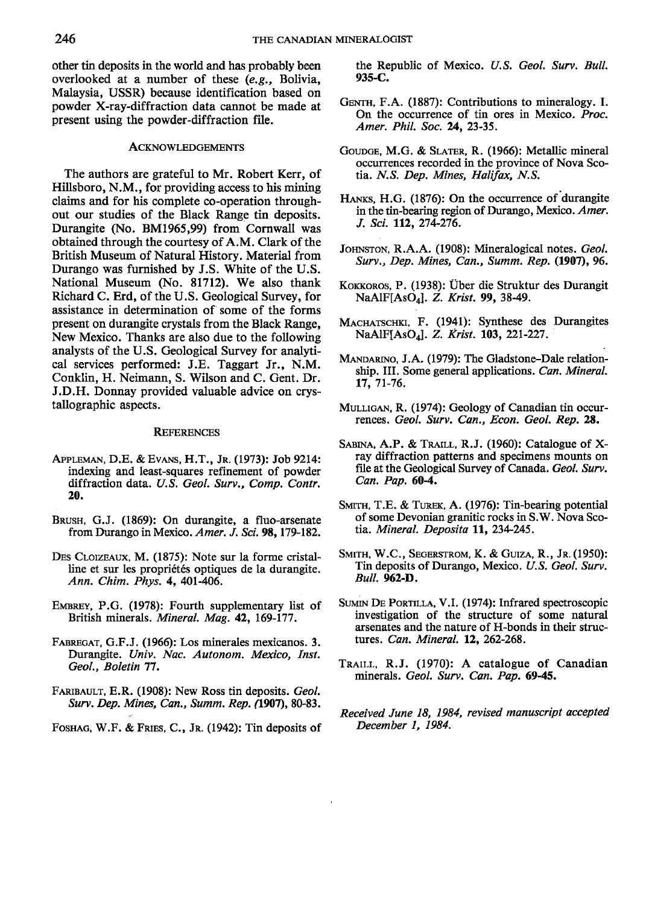other tin deposits in the world and has probably been overlooked at a number of these (*e.g.*, Bolivia, Malaysia, USSR) because identification based on powder X-ray-diffraction data cannot be made at present using the powder-diffraction file.

## Acknowledgements

The authors are grateful to Mr. Robert Kerr, of Hillsboro, N.M., for providing access to his mining claims and for his complete co-operation throughout our studies of the Black Range tin deposits. Durangite (No. BM1965,99) from Cornwall was obtained through the courtesy of A.M. Clark of the British Museum of Natural History. Material from Durango was furnished by J.S. White of the U.S. National Museum (No. 81712). We also thank Richard C. Erd, of the U.S. Geological Survey, for assistance in determination of some of the forms present on durangite crystals from the Black Range, New Mexico. Thanks are also due to the following analysts of the U.S. Geological Survey for analytical services performed: J.E. Taggart Jr., N.M. Conklin, H. Neimann, S. Wilson and C. Gent. Dr. J.D.H. Donnay provided valuable advice on crystallographic aspects.

## References

Appleman, D.E. & Evans, H.T., Jr. (1973): Job 9214: indexing and least-squares refinement of powder diffraction data. *U.S. Geol. Surv., Comp. Contr.* **20.**

Brush, G.J. (1869): On durangite, a fluo-arsenate from Durango in Mexico. *Amer. J. Sci.* **98,** 179-182.

Des Cloizeaux, M. (1875): Note sur la forme cristalline et sur les propriétés optiques de la durangite. *Ann. Chim. Phys.* **4,** 401-406.

Embrey, P.G. (1978): Fourth supplementary list of British minerals. *Mineral. Mag.* **42,** 169-177.

Fabregat, G.F.J. (1966): Los minerales mexicanos. 3. Durangite. *Univ. Nac. Autonom. Mexico, Inst. Geol., Boletin* **77.**

Faribault, E.R. (1908): New Ross tin deposits. *Geol. Surv. Dep. Mines, Can., Summ. Rep. (*1907), 80-83.

Foshag, W.F. & Fries, C., Jr. (1942): Tin deposits of the Republic of Mexico. *U.S. Geol. Surv. Bull.* **935-C.**

Genth, F.A. (1887): Contributions to mineralogy. I. On the occurrence of tin ores in Mexico. *Proc. Amer. Phil. Soc.* **24,** 23-35.

Goudge, M.G. & Slater, R. (1966): Metallic mineral occurrences recorded in the province of Nova Scotia. *N.S. Dep. Mines, Halifax, N.S.*

Hanks, H.G. (1876): On the occurrence of durangite in the tin-bearing region of Durango, Mexico. *Amer. J. Sci.* **112,** 274-276.

Johnston, R.A.A. (1908): Mineralogical notes. *Geol. Surv., Dep. Mines, Can., Summ. Rep.* **(1907),** 96.

Kokkoros, P. (1938): Über die Struktur des Durangit $NaAlF[AsO_4]$. *Z. Krist.* **99,** 38-49.

Machatschki, F. (1941): Synthese des Durangites $NaAlF[AsO_4]$. *Z. Krist.* **103,** 221-227.

Mandarino, J.A. (1979): The Gladstone–Dale relationship. III. Some general applications. *Can. Mineral.* **17,** 71-76.

Mulligan, R. (1974): Geology of Canadian tin occurrences. *Geol. Surv. Can., Econ. Geol. Rep.* **28.**

Sabina, A.P. & Traill, R.J. (1960): Catalogue of X-ray diffraction patterns and specimens mounts on file at the Geological Survey of Canada. *Geol. Surv. Can. Pap.* **60-4.**

Smith, T.E. & Turek, A. (1976): Tin-bearing potential of some Devonian granitic rocks in S.W. Nova Scotia. *Mineral. Deposita* **11,** 234-245.

Smith, W.C., Segerstrom, K. & Guiza, R., Jr. (1950): Tin deposits of Durango, Mexico. *U.S. Geol. Surv. Bull.* **962-D.**

Sumin De Portilla, V.I. (1974): Infrared spectroscopic investigation of the structure of some natural arsenates and the nature of H-bonds in their structures. *Can. Mineral.* **12,** 262-268.

Traill, R.J. (1970): A catalogue of Canadian minerals. *Geol. Surv. Can. Pap.* **69-45.**

*Received June 18, 1984, revised manuscript accepted December 1, 1984.*